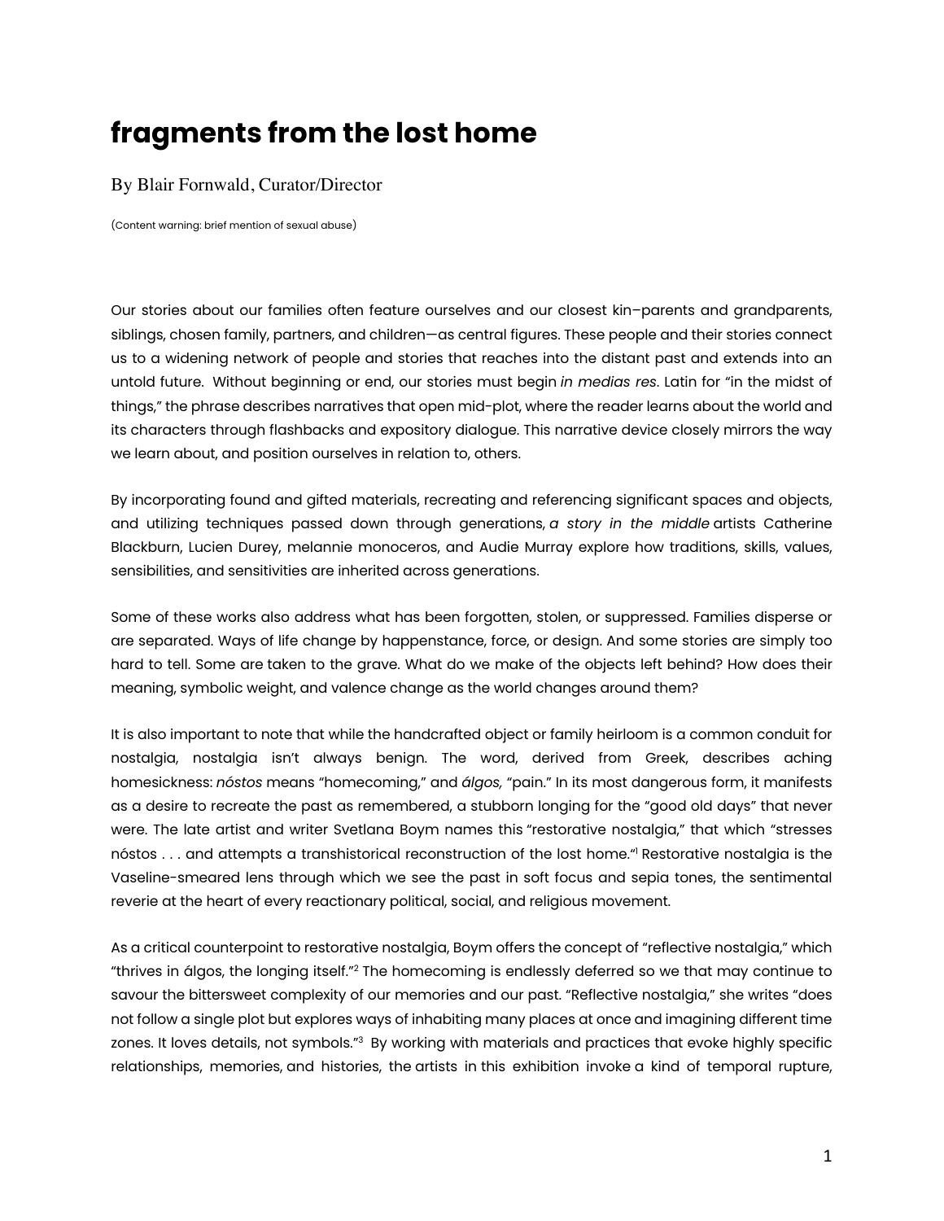# fragments from the lost home

By Blair Fornwald, Curator/Director

(Content warning: brief mention of sexual abuse)

Our stories about our families often feature ourselves and our closest kin–parents and grandparents, siblings, chosen family, partners, and children—as central figures. These people and their stories connect us to a widening network of people and stories that reaches into the distant past and extends into an untold future. Without beginning or end, our stories must begin *in medias res*. Latin for "in the midst of things," the phrase describes narratives that open mid-plot, where the reader learns about the world and its characters through flashbacks and expository dialogue. This narrative device closely mirrors the way we learn about, and position ourselves in relation to, others.

By incorporating found and gifted materials, recreating and referencing significant spaces and objects, and utilizing techniques passed down through generations, *a story in the middle* artists Catherine Blackburn, Lucien Durey, melannie monoceros, and Audie Murray explore how traditions, skills, values, sensibilities, and sensitivities are inherited across generations.

Some of these works also address what has been forgotten, stolen, or suppressed. Families disperse or are separated. Ways of life change by happenstance, force, or design. And some stories are simply too hard to tell. Some are taken to the grave. What do we make of the objects left behind? How does their meaning, symbolic weight, and valence change as the world changes around them?

It is also important to note that while the handcrafted object or family heirloom is a common conduit for nostalgia, nostalgia isn't always benign. The word, derived from Greek, describes aching homesickness: *nóstos* means "homecoming," and *álgos,* "pain." In its most dangerous form, it manifests as a desire to recreate the past as remembered, a stubborn longing for the "good old days" that never were. The late artist and writer Svetlana Boym names this "restorative nostalgia," that which "stresses nóstos . . . and attempts a transhistorical reconstruction of the lost home."[1] Restorative nostalgia is the Vaseline-smeared lens through which we see the past in soft focus and sepia tones, the sentimental reverie at the heart of every reactionary political, social, and religious movement.

As a critical counterpoint to restorative nostalgia, Boym offers the concept of "reflective nostalgia," which "thrives in álgos, the longing itself."[2] The homecoming is endlessly deferred so we that may continue to savour the bittersweet complexity of our memories and our past. "Reflective nostalgia," she writes "does not follow a single plot but explores ways of inhabiting many places at once and imagining different time zones. It loves details, not symbols."[3] By working with materials and practices that evoke highly specific relationships, memories, and histories, the artists in this exhibition invoke a kind of temporal rupture,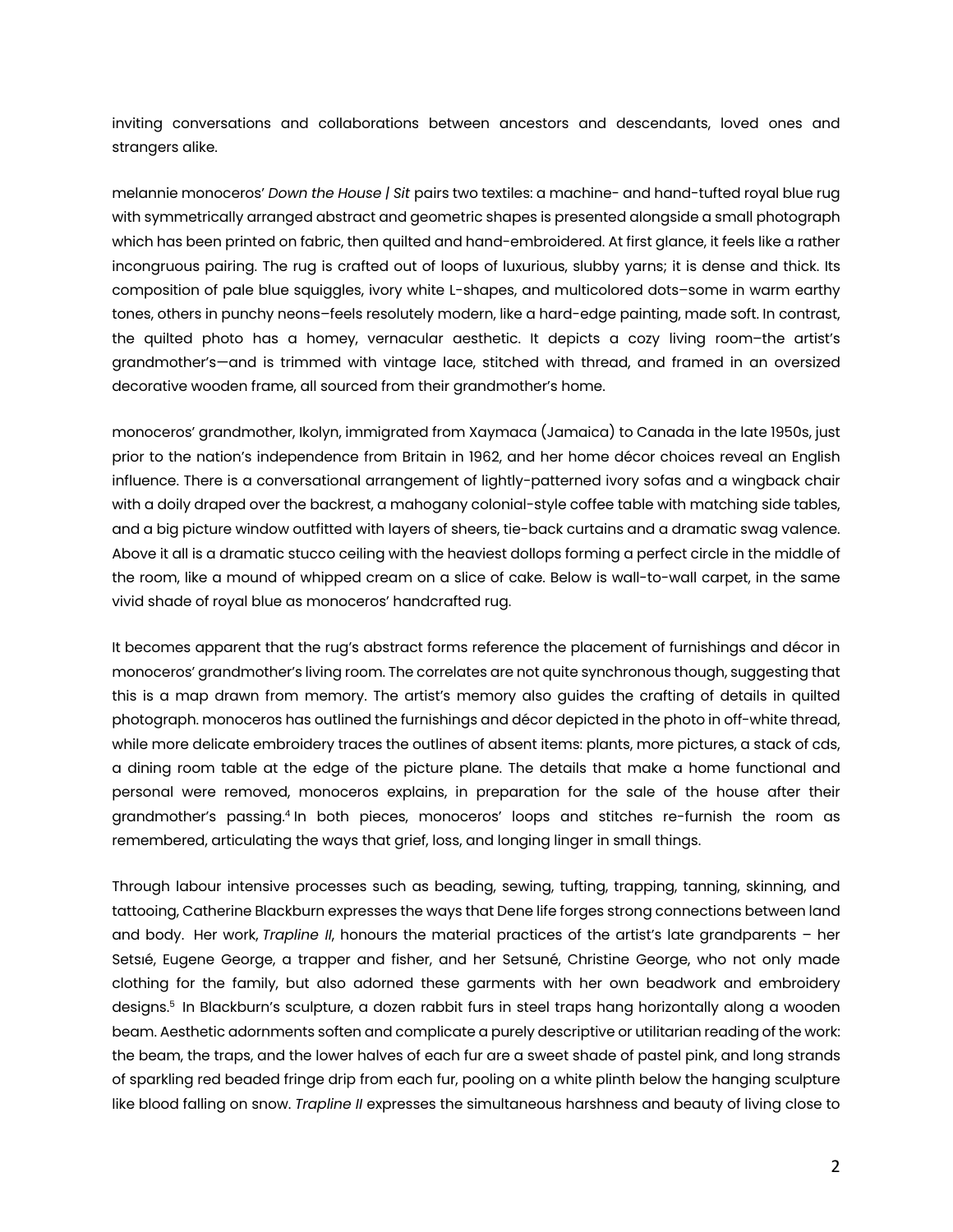inviting conversations and collaborations between ancestors and descendants, loved ones and strangers alike.

melannie monoceros' *Down the House | Sit* pairs two textiles: a machine- and hand-tufted royal blue rug with symmetrically arranged abstract and geometric shapes is presented alongside a small photograph which has been printed on fabric, then quilted and hand-embroidered. At first glance, it feels like a rather incongruous pairing. The rug is crafted out of loops of luxurious, slubby yarns; it is dense and thick. Its composition of pale blue squiggles, ivory white L-shapes, and multicolored dots–some in warm earthy tones, others in punchy neons–feels resolutely modern, like a hard-edge painting, made soft. In contrast, the quilted photo has a homey, vernacular aesthetic. It depicts a cozy living room–the artist's grandmother's—and is trimmed with vintage lace, stitched with thread, and framed in an oversized decorative wooden frame, all sourced from their grandmother's home.

monoceros' grandmother, Ikolyn, immigrated from Xaymaca (Jamaica) to Canada in the late 1950s, just prior to the nation's independence from Britain in 1962, and her home décor choices reveal an English influence. There is a conversational arrangement of lightly-patterned ivory sofas and a wingback chair with a doily draped over the backrest, a mahogany colonial-style coffee table with matching side tables, and a big picture window outfitted with layers of sheers, tie-back curtains and a dramatic swag valence. Above it all is a dramatic stucco ceiling with the heaviest dollops forming a perfect circle in the middle of the room, like a mound of whipped cream on a slice of cake. Below is wall-to-wall carpet, in the same vivid shade of royal blue as monoceros' handcrafted rug.

It becomes apparent that the rug's abstract forms reference the placement of furnishings and décor in monoceros' grandmother's living room. The correlates are not quite synchronous though, suggesting that this is a map drawn from memory. The artist's memory also guides the crafting of details in quilted photograph. monoceros has outlined the furnishings and décor depicted in the photo in off-white thread, while more delicate embroidery traces the outlines of absent items: plants, more pictures, a stack of cds, a dining room table at the edge of the picture plane. The details that make a home functional and personal were removed, monoceros explains, in preparation for the sale of the house after their grandmother's passing.[4] In both pieces, monoceros' loops and stitches re-furnish the room as remembered, articulating the ways that grief, loss, and longing linger in small things.

Through labour intensive processes such as beading, sewing, tufting, trapping, tanning, skinning, and tattooing, Catherine Blackburn expresses the ways that Dene life forges strong connections between land and body. Her work, *Trapline II*, honours the material practices of the artist's late grandparents – her Setsıé, Eugene George, a trapper and fisher, and her Setsuné, Christine George, who not only made clothing for the family, but also adorned these garments with her own beadwork and embroidery designs.[5] In Blackburn's sculpture, a dozen rabbit furs in steel traps hang horizontally along a wooden beam. Aesthetic adornments soften and complicate a purely descriptive or utilitarian reading of the work: the beam, the traps, and the lower halves of each fur are a sweet shade of pastel pink, and long strands of sparkling red beaded fringe drip from each fur, pooling on a white plinth below the hanging sculpture like blood falling on snow. *Trapline II* expresses the simultaneous harshness and beauty of living close to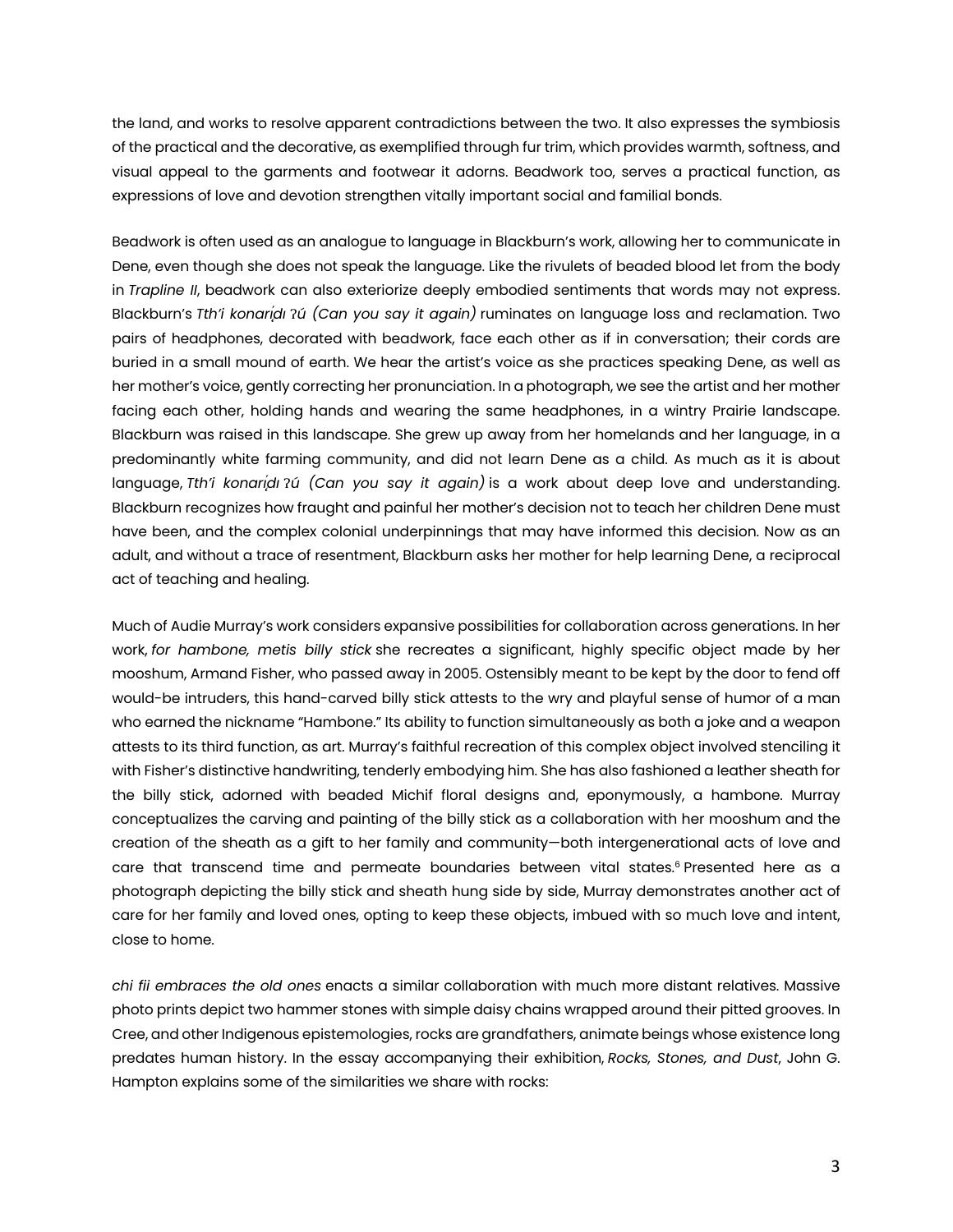the land, and works to resolve apparent contradictions between the two. It also expresses the symbiosis of the practical and the decorative, as exemplified through fur trim, which provides warmth, softness, and visual appeal to the garments and footwear it adorns. Beadwork too, serves a practical function, as expressions of love and devotion strengthen vitally important social and familial bonds.

Beadwork is often used as an analogue to language in Blackburn's work, allowing her to communicate in Dene, even though she does not speak the language. Like the rivulets of beaded blood let from the body in *Trapline II*, beadwork can also exteriorize deeply embodied sentiments that words may not express. Blackburn's *Tth'i konarį̨dı ʔú (Can you say it again)* ruminates on language loss and reclamation. Two pairs of headphones, decorated with beadwork, face each other as if in conversation; their cords are buried in a small mound of earth. We hear the artist's voice as she practices speaking Dene, as well as her mother's voice, gently correcting her pronunciation. In a photograph, we see the artist and her mother facing each other, holding hands and wearing the same headphones, in a wintry Prairie landscape. Blackburn was raised in this landscape. She grew up away from her homelands and her language, in a predominantly white farming community, and did not learn Dene as a child. As much as it is about language, *Tth'i konarį̨dı ʔú (Can you say it again)* is a work about deep love and understanding. Blackburn recognizes how fraught and painful her mother's decision not to teach her children Dene must have been, and the complex colonial underpinnings that may have informed this decision. Now as an adult, and without a trace of resentment, Blackburn asks her mother for help learning Dene, a reciprocal act of teaching and healing.

Much of Audie Murray's work considers expansive possibilities for collaboration across generations. In her work, *for hambone, metis billy stick* she recreates a significant, highly specific object made by her mooshum, Armand Fisher, who passed away in 2005. Ostensibly meant to be kept by the door to fend off would-be intruders, this hand-carved billy stick attests to the wry and playful sense of humor of a man who earned the nickname "Hambone." Its ability to function simultaneously as both a joke and a weapon attests to its third function, as art. Murray's faithful recreation of this complex object involved stenciling it with Fisher's distinctive handwriting, tenderly embodying him. She has also fashioned a leather sheath for the billy stick, adorned with beaded Michif floral designs and, eponymously, a hambone. Murray conceptualizes the carving and painting of the billy stick as a collaboration with her mooshum and the creation of the sheath as a gift to her family and community—both intergenerational acts of love and care that transcend time and permeate boundaries between vital states.[6] Presented here as a photograph depicting the billy stick and sheath hung side by side, Murray demonstrates another act of care for her family and loved ones, opting to keep these objects, imbued with so much love and intent, close to home.

*chi fii embraces the old ones* enacts a similar collaboration with much more distant relatives. Massive photo prints depict two hammer stones with simple daisy chains wrapped around their pitted grooves. In Cree, and other Indigenous epistemologies, rocks are grandfathers, animate beings whose existence long predates human history. In the essay accompanying their exhibition, *Rocks, Stones, and Dust*, John G. Hampton explains some of the similarities we share with rocks: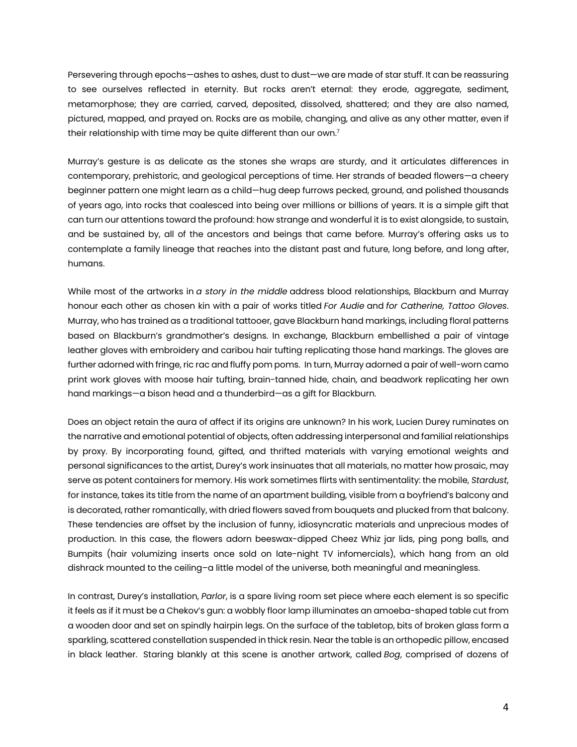Persevering through epochs—ashes to ashes, dust to dust—we are made of star stuff. It can be reassuring to see ourselves reflected in eternity. But rocks aren't eternal: they erode, aggregate, sediment, metamorphose; they are carried, carved, deposited, dissolved, shattered; and they are also named, pictured, mapped, and prayed on. Rocks are as mobile, changing, and alive as any other matter, even if their relationship with time may be quite different than our own.[7]

Murray's gesture is as delicate as the stones she wraps are sturdy, and it articulates differences in contemporary, prehistoric, and geological perceptions of time. Her strands of beaded flowers—a cheery beginner pattern one might learn as a child—hug deep furrows pecked, ground, and polished thousands of years ago, into rocks that coalesced into being over millions or billions of years. It is a simple gift that can turn our attentions toward the profound: how strange and wonderful it is to exist alongside, to sustain, and be sustained by, all of the ancestors and beings that came before. Murray's offering asks us to contemplate a family lineage that reaches into the distant past and future, long before, and long after, humans.

While most of the artworks in *a story in the middle* address blood relationships, Blackburn and Murray honour each other as chosen kin with a pair of works titled *For Audie* and *for Catherine, Tattoo Gloves*. Murray, who has trained as a traditional tattooer, gave Blackburn hand markings, including floral patterns based on Blackburn's grandmother's designs. In exchange, Blackburn embellished a pair of vintage leather gloves with embroidery and caribou hair tufting replicating those hand markings. The gloves are further adorned with fringe, ric rac and fluffy pom poms. In turn, Murray adorned a pair of well-worn camo print work gloves with moose hair tufting, brain-tanned hide, chain, and beadwork replicating her own hand markings—a bison head and a thunderbird—as a gift for Blackburn.

Does an object retain the aura of affect if its origins are unknown? In his work, Lucien Durey ruminates on the narrative and emotional potential of objects, often addressing interpersonal and familial relationships by proxy. By incorporating found, gifted, and thrifted materials with varying emotional weights and personal significances to the artist, Durey's work insinuates that all materials, no matter how prosaic, may serve as potent containers for memory. His work sometimes flirts with sentimentality: the mobile, *Stardust*, for instance, takes its title from the name of an apartment building, visible from a boyfriend's balcony and is decorated, rather romantically, with dried flowers saved from bouquets and plucked from that balcony. These tendencies are offset by the inclusion of funny, idiosyncratic materials and unprecious modes of production. In this case, the flowers adorn beeswax-dipped Cheez Whiz jar lids, ping pong balls, and Bumpits (hair volumizing inserts once sold on late-night TV infomercials), which hang from an old dishrack mounted to the ceiling–a little model of the universe, both meaningful and meaningless.

In contrast, Durey's installation, *Parlor*, is a spare living room set piece where each element is so specific it feels as if it must be a Chekov's gun: a wobbly floor lamp illuminates an amoeba-shaped table cut from a wooden door and set on spindly hairpin legs. On the surface of the tabletop, bits of broken glass form a sparkling, scattered constellation suspended in thick resin. Near the table is an orthopedic pillow, encased in black leather. Staring blankly at this scene is another artwork, called *Bog*, comprised of dozens of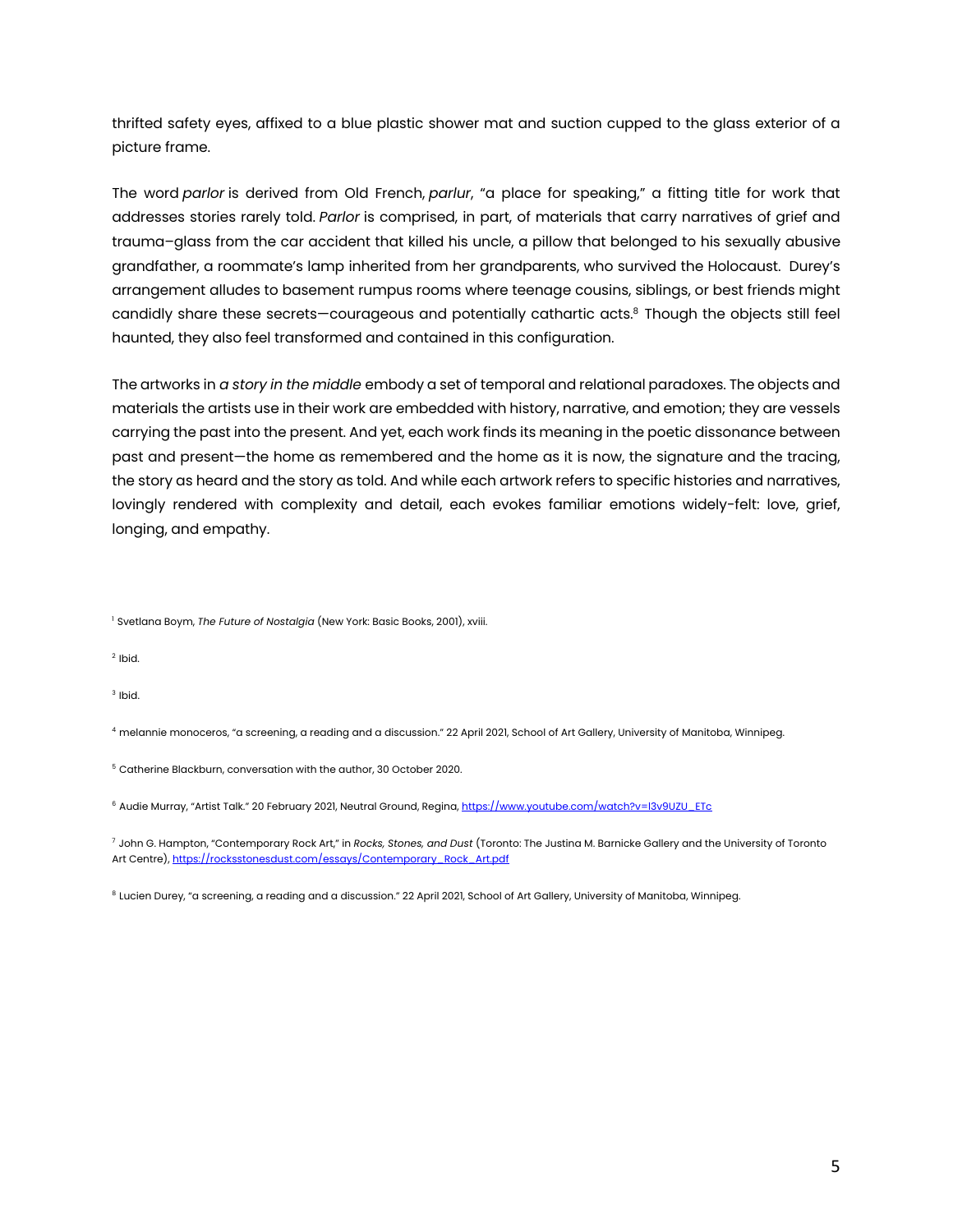thrifted safety eyes, affixed to a blue plastic shower mat and suction cupped to the glass exterior of a picture frame.

The word *parlor* is derived from Old French, *parlur*, "a place for speaking," a fitting title for work that addresses stories rarely told. *Parlor* is comprised, in part, of materials that carry narratives of grief and trauma–glass from the car accident that killed his uncle, a pillow that belonged to his sexually abusive grandfather, a roommate's lamp inherited from her grandparents, who survived the Holocaust. Durey's arrangement alludes to basement rumpus rooms where teenage cousins, siblings, or best friends might candidly share these secrets—courageous and potentially cathartic acts.[8] Though the objects still feel haunted, they also feel transformed and contained in this configuration.

The artworks in *a story in the middle* embody a set of temporal and relational paradoxes. The objects and materials the artists use in their work are embedded with history, narrative, and emotion; they are vessels carrying the past into the present. And yet, each work finds its meaning in the poetic dissonance between past and present—the home as remembered and the home as it is now, the signature and the tracing, the story as heard and the story as told. And while each artwork refers to specific histories and narratives, lovingly rendered with complexity and detail, each evokes familiar emotions widely-felt: love, grief, longing, and empathy.

[1] Svetlana Boym, *The Future of Nostalgia* (New York: Basic Books, 2001), xviii.

[2] Ibid.

[3] Ibid.

[4] melannie monoceros, "a screening, a reading and a discussion." 22 April 2021, School of Art Gallery, University of Manitoba, Winnipeg.

[5] Catherine Blackburn, conversation with the author, 30 October 2020.

[6] Audie Murray, "Artist Talk." 20 February 2021, Neutral Ground, Regina, https://www.youtube.com/watch?v=I3v9UZU_ETc

[7] John G. Hampton, "Contemporary Rock Art," in *Rocks, Stones, and Dust* (Toronto: The Justina M. Barnicke Gallery and the University of Toronto Art Centre), https://rocksstonesdust.com/essays/Contemporary_Rock_Art.pdf

[8] Lucien Durey, "a screening, a reading and a discussion." 22 April 2021, School of Art Gallery, University of Manitoba, Winnipeg.